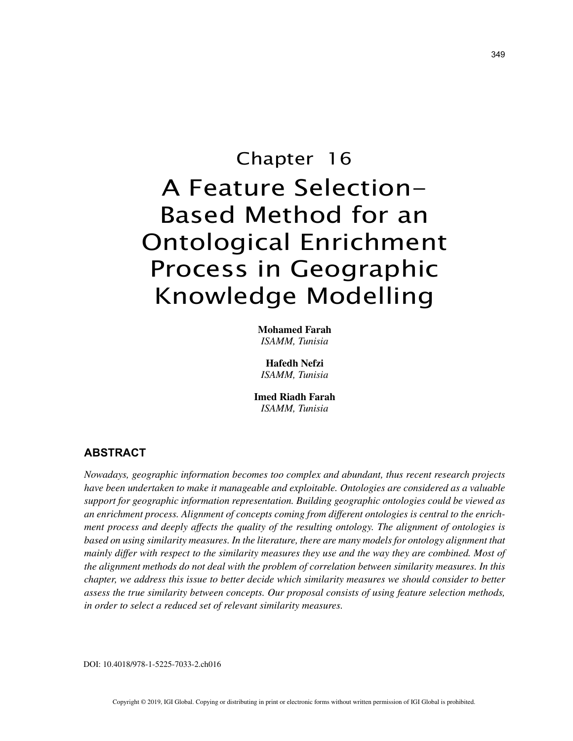# Chapter 16

# A Feature Selection-Based Method for an Ontological Enrichment Process in Geographic Knowledge Modelling

**Mohamed Farah**
*ISAMM, Tunisia*

**Hafedh Nefzi**
*ISAMM, Tunisia*

**Imed Riadh Farah**
*ISAMM, Tunisia*

## ABSTRACT

*Nowadays, geographic information becomes too complex and abundant, thus recent research projects have been undertaken to make it manageable and exploitable. Ontologies are considered as a valuable support for geographic information representation. Building geographic ontologies could be viewed as an enrichment process. Alignment of concepts coming from different ontologies is central to the enrichment process and deeply affects the quality of the resulting ontology. The alignment of ontologies is based on using similarity measures. In the literature, there are many models for ontology alignment that mainly differ with respect to the similarity measures they use and the way they are combined. Most of the alignment methods do not deal with the problem of correlation between similarity measures. In this chapter, we address this issue to better decide which similarity measures we should consider to better assess the true similarity between concepts. Our proposal consists of using feature selection methods, in order to select a reduced set of relevant similarity measures.*

DOI: 10.4018/978-1-5225-7033-2.ch016

Copyright © 2019, IGI Global. Copying or distributing in print or electronic forms without written permission of IGI Global is prohibited.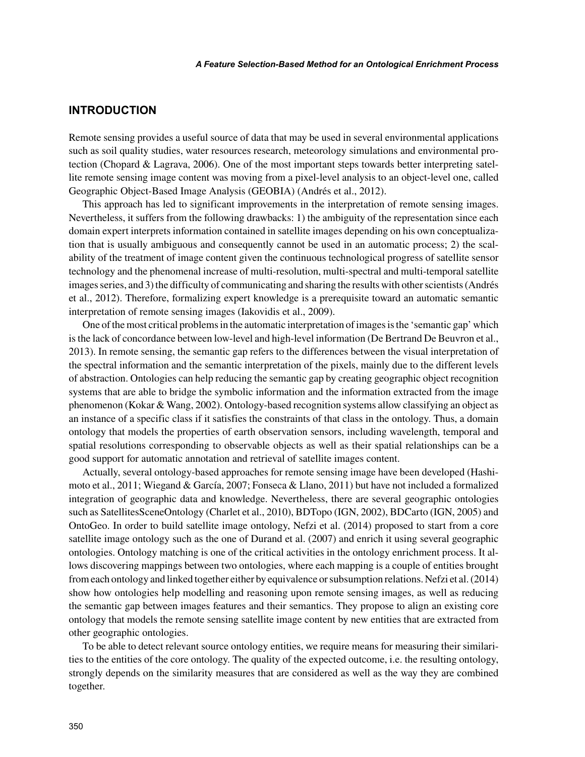## INTRODUCTION

Remote sensing provides a useful source of data that may be used in several environmental applications such as soil quality studies, water resources research, meteorology simulations and environmental protection (Chopard & Lagrava, 2006). One of the most important steps towards better interpreting satellite remote sensing image content was moving from a pixel-level analysis to an object-level one, called Geographic Object-Based Image Analysis (GEOBIA) (Andrés et al., 2012).

This approach has led to significant improvements in the interpretation of remote sensing images. Nevertheless, it suffers from the following drawbacks: 1) the ambiguity of the representation since each domain expert interprets information contained in satellite images depending on his own conceptualization that is usually ambiguous and consequently cannot be used in an automatic process; 2) the scalability of the treatment of image content given the continuous technological progress of satellite sensor technology and the phenomenal increase of multi-resolution, multi-spectral and multi-temporal satellite images series, and 3) the difficulty of communicating and sharing the results with other scientists (Andrés et al., 2012). Therefore, formalizing expert knowledge is a prerequisite toward an automatic semantic interpretation of remote sensing images (Iakovidis et al., 2009).

One of the most critical problems in the automatic interpretation of images is the 'semantic gap' which is the lack of concordance between low-level and high-level information (De Bertrand De Beuvron et al., 2013). In remote sensing, the semantic gap refers to the differences between the visual interpretation of the spectral information and the semantic interpretation of the pixels, mainly due to the different levels of abstraction. Ontologies can help reducing the semantic gap by creating geographic object recognition systems that are able to bridge the symbolic information and the information extracted from the image phenomenon (Kokar & Wang, 2002). Ontology-based recognition systems allow classifying an object as an instance of a specific class if it satisfies the constraints of that class in the ontology. Thus, a domain ontology that models the properties of earth observation sensors, including wavelength, temporal and spatial resolutions corresponding to observable objects as well as their spatial relationships can be a good support for automatic annotation and retrieval of satellite images content.

Actually, several ontology-based approaches for remote sensing image have been developed (Hashimoto et al., 2011; Wiegand & García, 2007; Fonseca & Llano, 2011) but have not included a formalized integration of geographic data and knowledge. Nevertheless, there are several geographic ontologies such as SatellitesSceneOntology (Charlet et al., 2010), BDTopo (IGN, 2002), BDCarto (IGN, 2005) and OntoGeo. In order to build satellite image ontology, Nefzi et al. (2014) proposed to start from a core satellite image ontology such as the one of Durand et al. (2007) and enrich it using several geographic ontologies. Ontology matching is one of the critical activities in the ontology enrichment process. It allows discovering mappings between two ontologies, where each mapping is a couple of entities brought from each ontology and linked together either by equivalence or subsumption relations. Nefzi et al. (2014) show how ontologies help modelling and reasoning upon remote sensing images, as well as reducing the semantic gap between images features and their semantics. They propose to align an existing core ontology that models the remote sensing satellite image content by new entities that are extracted from other geographic ontologies.

To be able to detect relevant source ontology entities, we require means for measuring their similarities to the entities of the core ontology. The quality of the expected outcome, i.e. the resulting ontology, strongly depends on the similarity measures that are considered as well as the way they are combined together.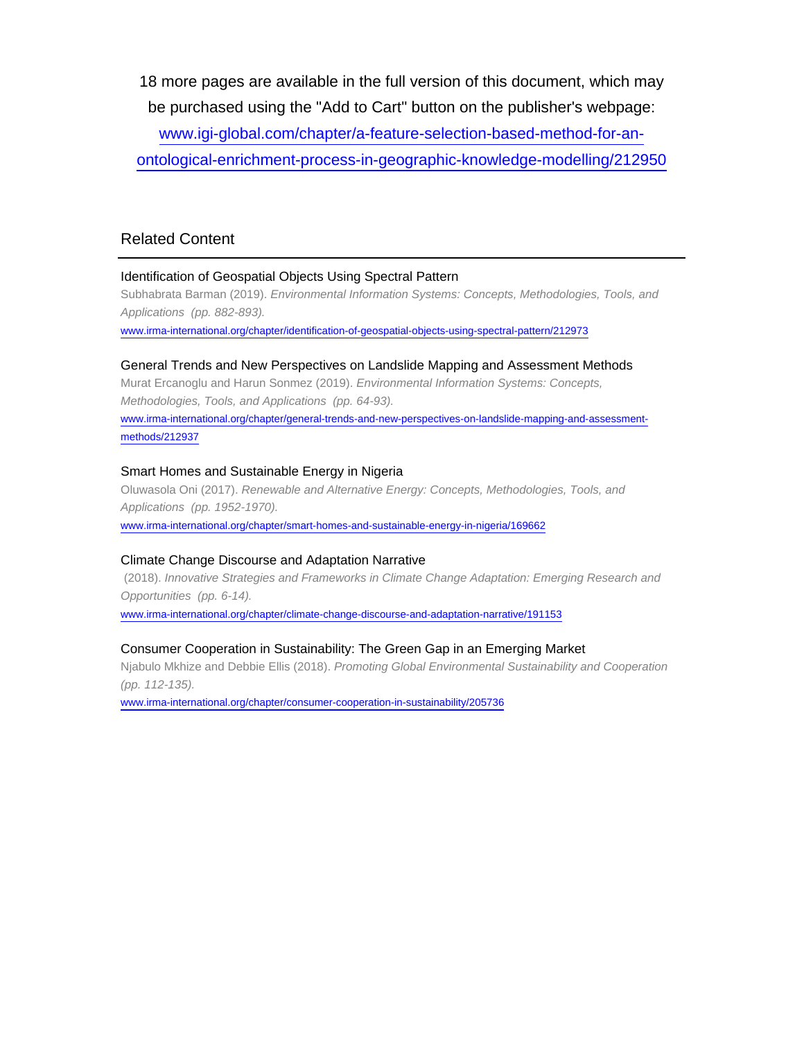18 more pages are available in the full version of this document, which may be purchased using the "Add to Cart" button on the publisher's webpage: www.igi-global.com/chapter/a-feature-selection-based-method-for-an-ontological-enrichment-process-in-geographic-knowledge-modelling/212950

## Related Content

Identification of Geospatial Objects Using Spectral Pattern
Subhabrata Barman (2019). *Environmental Information Systems: Concepts, Methodologies, Tools, and Applications (pp. 882-893).*
www.irma-international.org/chapter/identification-of-geospatial-objects-using-spectral-pattern/212973

General Trends and New Perspectives on Landslide Mapping and Assessment Methods
Murat Ercanoglu and Harun Sonmez (2019). *Environmental Information Systems: Concepts, Methodologies, Tools, and Applications (pp. 64-93).*
www.irma-international.org/chapter/general-trends-and-new-perspectives-on-landslide-mapping-and-assessment-methods/212937

Smart Homes and Sustainable Energy in Nigeria
Oluwasola Oni (2017). *Renewable and Alternative Energy: Concepts, Methodologies, Tools, and Applications (pp. 1952-1970).*
www.irma-international.org/chapter/smart-homes-and-sustainable-energy-in-nigeria/169662

Climate Change Discourse and Adaptation Narrative
(2018). *Innovative Strategies and Frameworks in Climate Change Adaptation: Emerging Research and Opportunities (pp. 6-14).*
www.irma-international.org/chapter/climate-change-discourse-and-adaptation-narrative/191153

Consumer Cooperation in Sustainability: The Green Gap in an Emerging Market
Njabulo Mkhize and Debbie Ellis (2018). *Promoting Global Environmental Sustainability and Cooperation (pp. 112-135).*
www.irma-international.org/chapter/consumer-cooperation-in-sustainability/205736